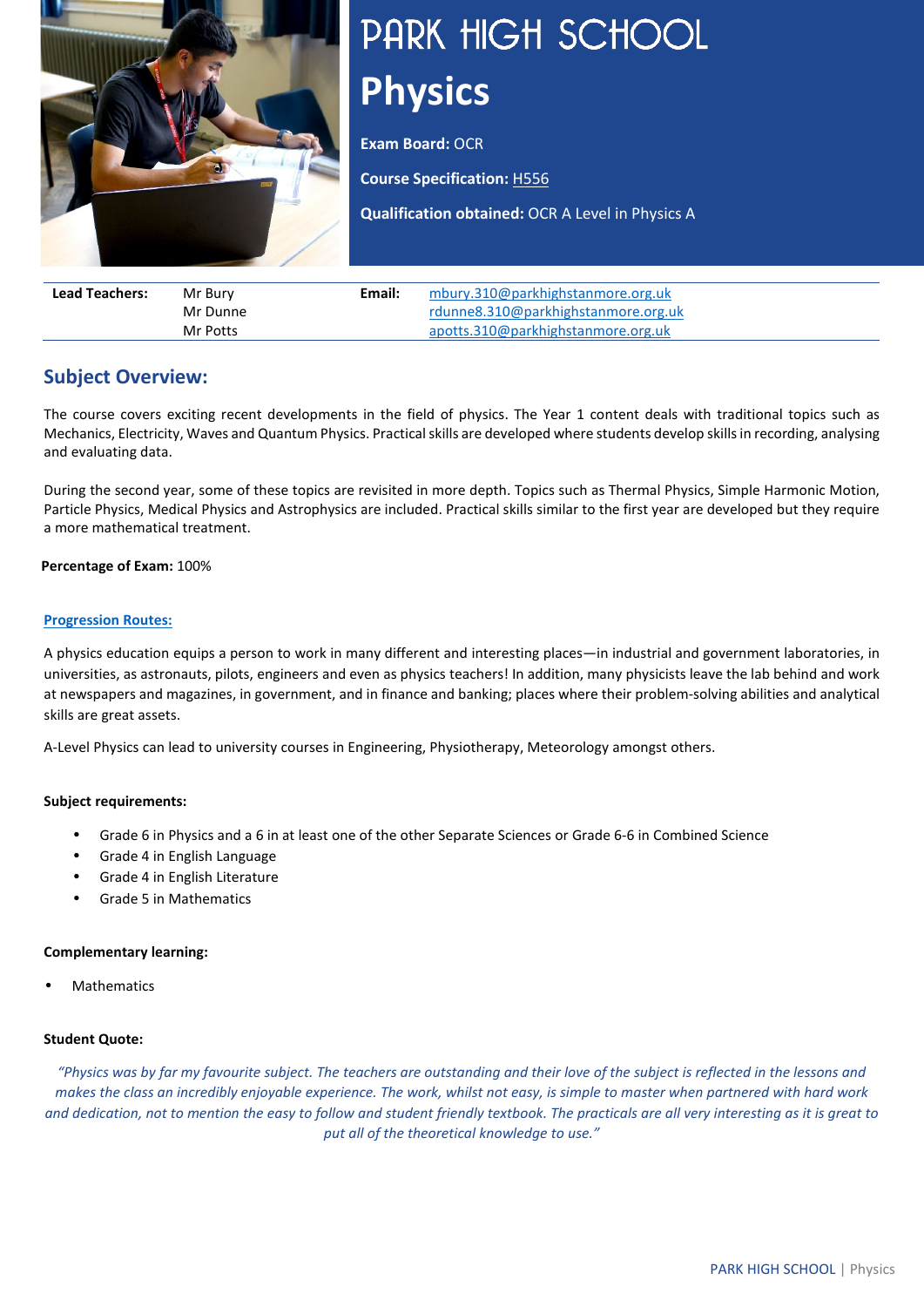# PARK HIGH SCHOOL

# Physics

**Exam Board:** OCR

**Course Specification:** H556

**Qualification obtained:** OCR A Level in Physics A

| **Lead Teachers:** | Mr Bury | **Email:** | mbury.310@parkhighstanmore.org.uk |
|---|---|---|---|
| | Mr Dunne | | rdunne8.310@parkhighstanmore.org.uk |
| | Mr Potts | | apotts.310@parkhighstanmore.org.uk |

## Subject Overview:

The course covers exciting recent developments in the field of physics. The Year 1 content deals with traditional topics such as Mechanics, Electricity, Waves and Quantum Physics. Practical skills are developed where students develop skills in recording, analysing and evaluating data.

During the second year, some of these topics are revisited in more depth. Topics such as Thermal Physics, Simple Harmonic Motion, Particle Physics, Medical Physics and Astrophysics are included. Practical skills similar to the first year are developed but they require a more mathematical treatment.

**Percentage of Exam:** 100%

**Progression Routes:**

A physics education equips a person to work in many different and interesting places—in industrial and government laboratories, in universities, as astronauts, pilots, engineers and even as physics teachers! In addition, many physicists leave the lab behind and work at newspapers and magazines, in government, and in finance and banking; places where their problem-solving abilities and analytical skills are great assets.

A-Level Physics can lead to university courses in Engineering, Physiotherapy, Meteorology amongst others.

**Subject requirements:**

- Grade 6 in Physics and a 6 in at least one of the other Separate Sciences or Grade 6-6 in Combined Science
- Grade 4 in English Language
- Grade 4 in English Literature
- Grade 5 in Mathematics

**Complementary learning:**

- Mathematics

**Student Quote:**

*"Physics was by far my favourite subject. The teachers are outstanding and their love of the subject is reflected in the lessons and makes the class an incredibly enjoyable experience. The work, whilst not easy, is simple to master when partnered with hard work and dedication, not to mention the easy to follow and student friendly textbook. The practicals are all very interesting as it is great to put all of the theoretical knowledge to use."*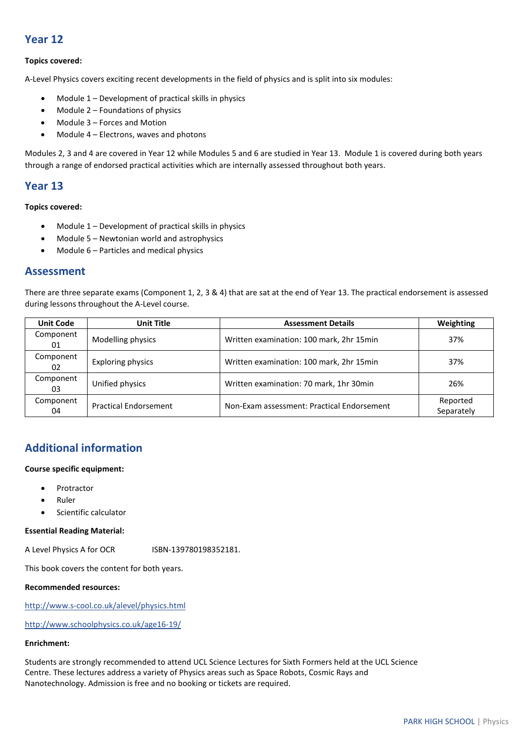## Year 12

**Topics covered:**

A-Level Physics covers exciting recent developments in the field of physics and is split into six modules:

- Module 1 – Development of practical skills in physics
- Module 2 – Foundations of physics
- Module 3 – Forces and Motion
- Module 4 – Electrons, waves and photons

Modules 2, 3 and 4 are covered in Year 12 while Modules 5 and 6 are studied in Year 13. Module 1 is covered during both years through a range of endorsed practical activities which are internally assessed throughout both years.

## Year 13

**Topics covered:**

- Module 1 – Development of practical skills in physics
- Module 5 – Newtonian world and astrophysics
- Module 6 – Particles and medical physics

## Assessment

There are three separate exams (Component 1, 2, 3 & 4) that are sat at the end of Year 13. The practical endorsement is assessed during lessons throughout the A-Level course.

| Unit Code | Unit Title | Assessment Details | Weighting |
|---|---|---|---|
| Component 01 | Modelling physics | Written examination: 100 mark, 2hr 15min | 37% |
| Component 02 | Exploring physics | Written examination: 100 mark, 2hr 15min | 37% |
| Component 03 | Unified physics | Written examination: 70 mark, 1hr 30min | 26% |
| Component 04 | Practical Endorsement | Non-Exam assessment: Practical Endorsement | Reported Separately |

## Additional information

**Course specific equipment:**

- Protractor
- Ruler
- Scientific calculator

**Essential Reading Material:**

A Level Physics A for OCR ISBN-139780198352181.

This book covers the content for both years.

**Recommended resources:**

http://www.s-cool.co.uk/alevel/physics.html

http://www.schoolphysics.co.uk/age16-19/

**Enrichment:**

Students are strongly recommended to attend UCL Science Lectures for Sixth Formers held at the UCL Science Centre. These lectures address a variety of Physics areas such as Space Robots, Cosmic Rays and Nanotechnology. Admission is free and no booking or tickets are required.